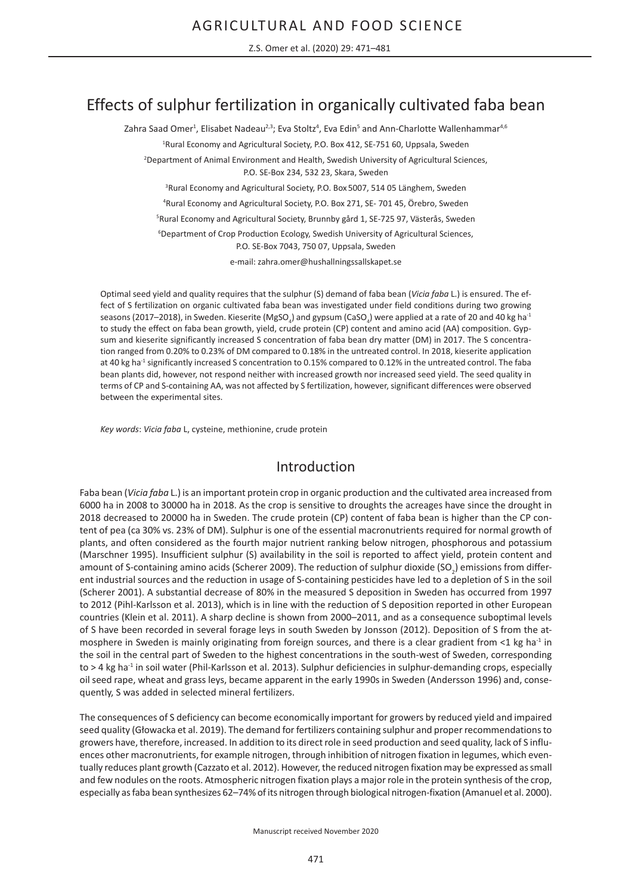# Effects of sulphur fertilization in organically cultivated faba bean

Zahra Saad Omer[1], Elisabet Nadeau[2,3]; Eva Stoltz[4], Eva Edin[5] and Ann-Charlotte Wallenhammar[4,6]

[1]Rural Economy and Agricultural Society, P.O. Box 412, SE-751 60, Uppsala, Sweden

[2]Department of Animal Environment and Health, Swedish University of Agricultural Sciences, P.O. SE-Box 234, 532 23, Skara, Sweden

[3]Rural Economy and Agricultural Society, P.O. Box 5007, 514 05 Länghem, Sweden

[4]Rural Economy and Agricultural Society, P.O. Box 271, SE- 701 45, Örebro, Sweden

[5]Rural Economy and Agricultural Society, Brunnby gård 1, SE-725 97, Västerås, Sweden

[6]Department of Crop Production Ecology, Swedish University of Agricultural Sciences, P.O. SE-Box 7043, 750 07, Uppsala, Sweden

e-mail: zahra.omer@hushallningssallskapet.se

Optimal seed yield and quality requires that the sulphur (S) demand of faba bean (*Vicia faba* L.) is ensured. The effect of S fertilization on organic cultivated faba bean was investigated under field conditions during two growing seasons (2017–2018), in Sweden. Kieserite ($MgSO_4$) and gypsum ($CaSO_4$) were applied at a rate of 20 and 40 kg ha$^{-1}$ to study the effect on faba bean growth, yield, crude protein (CP) content and amino acid (AA) composition. Gypsum and kieserite significantly increased S concentration of faba bean dry matter (DM) in 2017. The S concentration ranged from 0.20% to 0.23% of DM compared to 0.18% in the untreated control. In 2018, kieserite application at 40 kg ha$^{-1}$ significantly increased S concentration to 0.15% compared to 0.12% in the untreated control. The faba bean plants did, however, not respond neither with increased growth nor increased seed yield. The seed quality in terms of CP and S-containing AA, was not affected by S fertilization, however, significant differences were observed between the experimental sites.

*Key words*: *Vicia faba* L, cysteine, methionine, crude protein

## Introduction

Faba bean (*Vicia faba* L.) is an important protein crop in organic production and the cultivated area increased from 6000 ha in 2008 to 30000 ha in 2018. As the crop is sensitive to droughts the acreages have since the drought in 2018 decreased to 20000 ha in Sweden. The crude protein (CP) content of faba bean is higher than the CP content of pea (ca 30% vs. 23% of DM). Sulphur is one of the essential macronutrients required for normal growth of plants, and often considered as the fourth major nutrient ranking below nitrogen, phosphorous and potassium (Marschner 1995). Insufficient sulphur (S) availability in the soil is reported to affect yield, protein content and amount of S-containing amino acids (Scherer 2009). The reduction of sulphur dioxide ($SO_2$) emissions from different industrial sources and the reduction in usage of S-containing pesticides have led to a depletion of S in the soil (Scherer 2001). A substantial decrease of 80% in the measured S deposition in Sweden has occurred from 1997 to 2012 (Pihl-Karlsson et al. 2013), which is in line with the reduction of S deposition reported in other European countries (Klein et al. 2011). A sharp decline is shown from 2000–2011, and as a consequence suboptimal levels of S have been recorded in several forage leys in south Sweden by Jonsson (2012). Deposition of S from the atmosphere in Sweden is mainly originating from foreign sources, and there is a clear gradient from <1 kg ha$^{-1}$ in the soil in the central part of Sweden to the highest concentrations in the south-west of Sweden, corresponding to > 4 kg ha$^{-1}$ in soil water (Phil-Karlsson et al. 2013). Sulphur deficiencies in sulphur-demanding crops, especially oil seed rape, wheat and grass leys, became apparent in the early 1990s in Sweden (Andersson 1996) and, consequently, S was added in selected mineral fertilizers.

The consequences of S deficiency can become economically important for growers by reduced yield and impaired seed quality (Głowacka et al. 2019). The demand for fertilizers containing sulphur and proper recommendations to growers have, therefore, increased. In addition to its direct role in seed production and seed quality, lack of S influences other macronutrients, for example nitrogen, through inhibition of nitrogen fixation in legumes, which eventually reduces plant growth (Cazzato et al. 2012). However, the reduced nitrogen fixation may be expressed as small and few nodules on the roots. Atmospheric nitrogen fixation plays a major role in the protein synthesis of the crop, especially as faba bean synthesizes 62–74% of its nitrogen through biological nitrogen-fixation (Amanuel et al. 2000).

Manuscript received November 2020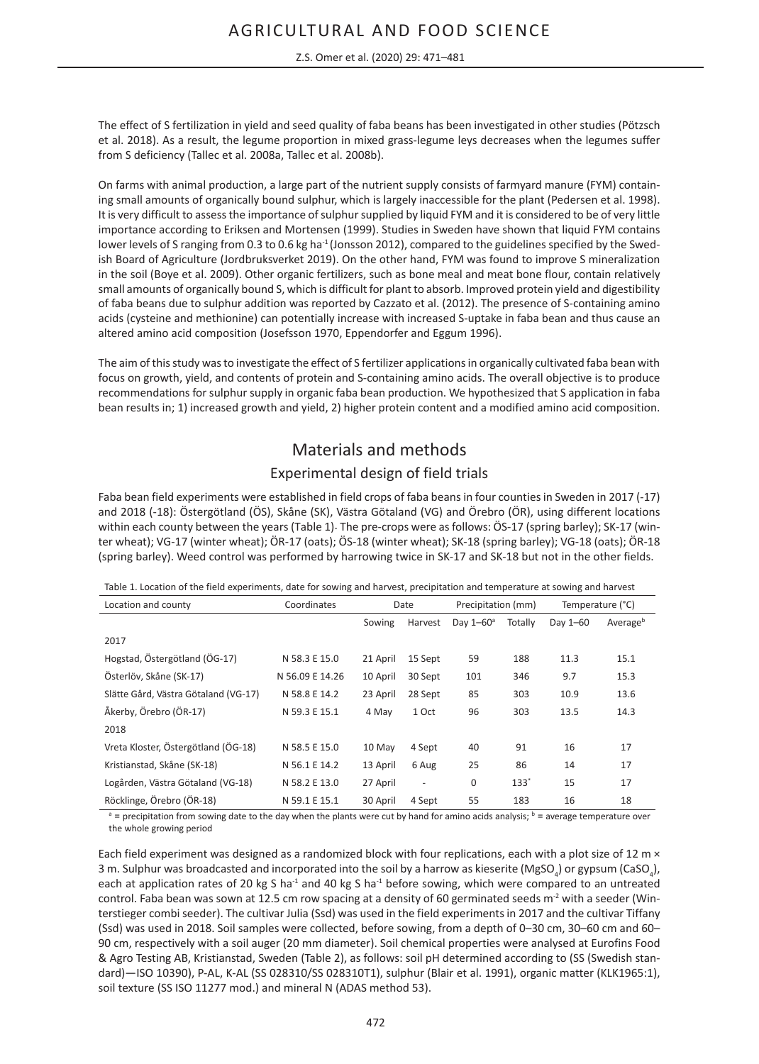The effect of S fertilization in yield and seed quality of faba beans has been investigated in other studies (Pötzsch et al. 2018). As a result, the legume proportion in mixed grass-legume leys decreases when the legumes suffer from S deficiency (Tallec et al. 2008a, Tallec et al. 2008b).

On farms with animal production, a large part of the nutrient supply consists of farmyard manure (FYM) containing small amounts of organically bound sulphur, which is largely inaccessible for the plant (Pedersen et al. 1998). It is very difficult to assess the importance of sulphur supplied by liquid FYM and it is considered to be of very little importance according to Eriksen and Mortensen (1999). Studies in Sweden have shown that liquid FYM contains lower levels of S ranging from 0.3 to 0.6 kg ha$^{-1}$ (Jonsson 2012), compared to the guidelines specified by the Swedish Board of Agriculture (Jordbruksverket 2019). On the other hand, FYM was found to improve S mineralization in the soil (Boye et al. 2009). Other organic fertilizers, such as bone meal and meat bone flour, contain relatively small amounts of organically bound S, which is difficult for plant to absorb. Improved protein yield and digestibility of faba beans due to sulphur addition was reported by Cazzato et al. (2012). The presence of S-containing amino acids (cysteine and methionine) can potentially increase with increased S-uptake in faba bean and thus cause an altered amino acid composition (Josefsson 1970, Eppendorfer and Eggum 1996).

The aim of this study was to investigate the effect of S fertilizer applications in organically cultivated faba bean with focus on growth, yield, and contents of protein and S-containing amino acids. The overall objective is to produce recommendations for sulphur supply in organic faba bean production. We hypothesized that S application in faba bean results in; 1) increased growth and yield, 2) higher protein content and a modified amino acid composition.

# Materials and methods

## Experimental design of field trials

Faba bean field experiments were established in field crops of faba beans in four counties in Sweden in 2017 (-17) and 2018 (-18): Östergötland (ÖS), Skåne (SK), Västra Götaland (VG) and Örebro (ÖR), using different locations within each county between the years (Table 1). The pre-crops were as follows: ÖS-17 (spring barley); SK-17 (winter wheat); VG-17 (winter wheat); ÖR-17 (oats); ÖS-18 (winter wheat); SK-18 (spring barley); VG-18 (oats); ÖR-18 (spring barley). Weed control was performed by harrowing twice in SK-17 and SK-18 but not in the other fields.

Table 1. Location of the field experiments, date for sowing and harvest, precipitation and temperature at sowing and harvest

| Location and county | Coordinates | Date | | Precipitation (mm) | | Temperature (°C) | |
|---|---|---|---|---|---|---|---|
| | | Sowing | Harvest | Day 1–60[a] | Totally | Day 1–60 | Average[b] |
| 2017 | | | | | | | |
| Hogstad, Östergötland (ÖG-17) | N 58.3 E 15.0 | 21 April | 15 Sept | 59 | 188 | 11.3 | 15.1 |
| Österlöv, Skåne (SK-17) | N 56.09 E 14.26 | 10 April | 30 Sept | 101 | 346 | 9.7 | 15.3 |
| Slätte Gård, Västra Götaland (VG-17) | N 58.8 E 14.2 | 23 April | 28 Sept | 85 | 303 | 10.9 | 13.6 |
| Åkerby, Örebro (ÖR-17) | N 59.3 E 15.1 | 4 May | 1 Oct | 96 | 303 | 13.5 | 14.3 |
| 2018 | | | | | | | |
| Vreta Kloster, Östergötland (ÖG-18) | N 58.5 E 15.0 | 10 May | 4 Sept | 40 | 91 | 16 | 17 |
| Kristianstad, Skåne (SK-18) | N 56.1 E 14.2 | 13 April | 6 Aug | 25 | 86 | 14 | 17 |
| Logården, Västra Götaland (VG-18) | N 58.2 E 13.0 | 27 April | - | 0 | 133* | 15 | 17 |
| Röcklinge, Örebro (ÖR-18) | N 59.1 E 15.1 | 30 April | 4 Sept | 55 | 183 | 16 | 18 |

[a] = precipitation from sowing date to the day when the plants were cut by hand for amino acids analysis; [b] = average temperature over the whole growing period

Each field experiment was designed as a randomized block with four replications, each with a plot size of 12 m × 3 m. Sulphur was broadcasted and incorporated into the soil by a harrow as kieserite ($MgSO_4$) or gypsum ($CaSO_4$), each at application rates of 20 kg S ha$^{-1}$ and 40 kg S ha$^{-1}$ before sowing, which were compared to an untreated control. Faba bean was sown at 12.5 cm row spacing at a density of 60 germinated seeds m$^{-2}$ with a seeder (Wintersteiger combi seeder). The cultivar Julia (Ssd) was used in the field experiments in 2017 and the cultivar Tiffany (Ssd) was used in 2018. Soil samples were collected, before sowing, from a depth of 0–30 cm, 30–60 cm and 60–90 cm, respectively with a soil auger (20 mm diameter). Soil chemical properties were analysed at Eurofins Food & Agro Testing AB, Kristianstad, Sweden (Table 2), as follows: soil pH determined according to (SS (Swedish standard)—ISO 10390), P-AL, K-AL (SS 028310/SS 028310T1), sulphur (Blair et al. 1991), organic matter (KLK1965:1), soil texture (SS ISO 11277 mod.) and mineral N (ADAS method 53).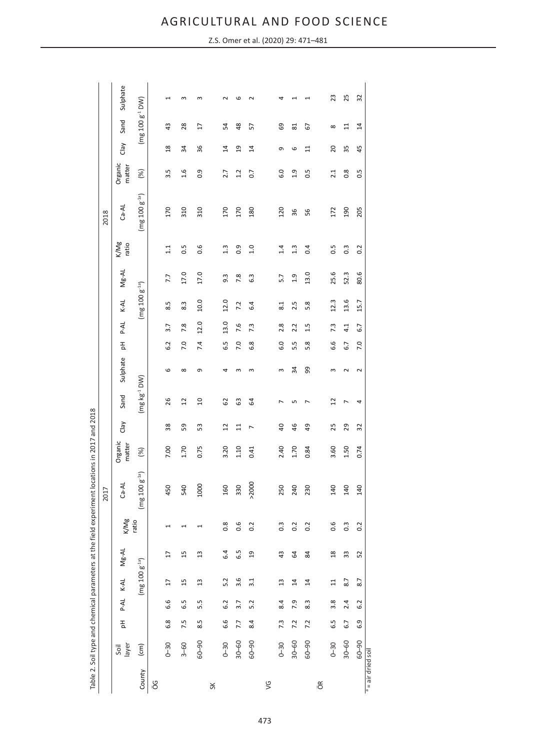Table 2. Soil type and chemical parameters at the field experiment locations in 2017 and 2018

| | | 2017 | | | | | | | | | | | 2018 | | | | | | | | | | |
|---|---|---|---|---|---|---|---|---|---|---|---|---|---|---|---|---|---|---|---|---|---|---|---|
| County | Soil layer | pH | P-AL | K-AL | Mg-AL | K/Mg ratio | Ca-AL | Organic matter | Clay | Sand | Sulphate | | pH | P-AL | K-AL | Mg-AL | K/Mg ratio | Ca-AL | Organic matter | Clay | Sand | Sulphate | |
| | (cm) | | (mg 100 g[-1a]) | | | | (mg 100 g[-1a]) | (%) | (mg kg[-1] DW) | | | | | (mg 100 g[-1a]) | | | | (mg 100 g[-1a]) | (%) | (mg 100 g[-1] DW) | | | |
| ÖG | | | | | | | | | | | | | | | | | | | | | | | |
| | 0–30 | 6.8 | 6.6 | 17 | 17 | 1 | 450 | 7.00 | 38 | 26 | 6 | | 6.2 | 3.7 | 8.5 | 7.7 | 1.1 | 170 | 3.5 | 18 | 43 | 1 | |
| | 3–60 | 7.5 | 6.5 | 15 | 15 | 1 | 540 | 1.70 | 59 | 12 | 8 | | 7.0 | 7.8 | 8.3 | 17.0 | 0.5 | 310 | 1.6 | 34 | 28 | 3 | |
| | 60–90 | 8.5 | 5.5 | 13 | 13 | 1 | 1000 | 0.75 | 53 | 10 | 9 | | 7.4 | 12.0 | 10.0 | 17.0 | 0.6 | 310 | 0.9 | 36 | 17 | 3 | |
| SK | | | | | | | | | | | | | | | | | | | | | | | |
| | 0–30 | 6.6 | 6.2 | 5.2 | 6.4 | 0.8 | 160 | 3.20 | 12 | 62 | 4 | | 6.5 | 13.0 | 12.0 | 9.3 | 1.3 | 170 | 2.7 | 14 | 54 | 2 | |
| | 30–60 | 7.7 | 3.7 | 3.6 | 6.5 | 0.6 | 330 | 1.10 | 11 | 63 | 3 | | 7.0 | 7.6 | 7.2 | 7.8 | 0.9 | 170 | 1.2 | 19 | 48 | 6 | |
| | 60–90 | 8.4 | 5.2 | 3.1 | 19 | 0.2 | >2000 | 0.41 | 7 | 64 | 3 | | 6.8 | 7.3 | 6.4 | 6.3 | 1.0 | 180 | 0.7 | 14 | 57 | 2 | |
| VG | | | | | | | | | | | | | | | | | | | | | | | |
| | 0–30 | 7.3 | 8.4 | 13 | 43 | 0.3 | 250 | 2.40 | 40 | 7 | 3 | | 6.0 | 2.8 | 8.1 | 5.7 | 1.4 | 120 | 6.0 | 9 | 69 | 4 | |
| | 30–60 | 7.2 | 7.9 | 14 | 64 | 0.2 | 240 | 1.70 | 46 | 5 | 34 | | 5.5 | 2.2 | 2.5 | 1.9 | 1.3 | 36 | 1.9 | 6 | 81 | 1 | |
| | 60–90 | 7.2 | 8.3 | 14 | 84 | 0.2 | 230 | 0.84 | 49 | 7 | 99 | | 5.8 | 1.5 | 5.8 | 13.0 | 0.4 | 56 | 0.5 | 11 | 67 | 1 | |
| ÖR | | | | | | | | | | | | | | | | | | | | | | | |
| | 0–30 | 6.5 | 3.8 | 11 | 18 | 0.6 | 140 | 3.60 | 25 | 12 | 3 | | 6.6 | 7.3 | 12.3 | 25.6 | 0.5 | 172 | 2.1 | 20 | 8 | 23 | |
| | 30–60 | 6.7 | 2.4 | 8.7 | 33 | 0.3 | 140 | 1.50 | 29 | 7 | 2 | | 6.7 | 4.1 | 13.6 | 52.3 | 0.3 | 190 | 0.8 | 35 | 11 | 25 | |
| | 60–90 | 6.9 | 6.2 | 8.7 | 52 | 0.2 | 140 | 0.74 | 32 | 4 | 2 | | 7.0 | 6.7 | 15.7 | 80.6 | 0.2 | 205 | 0.5 | 45 | 14 | 32 | |

[a] = air dried soil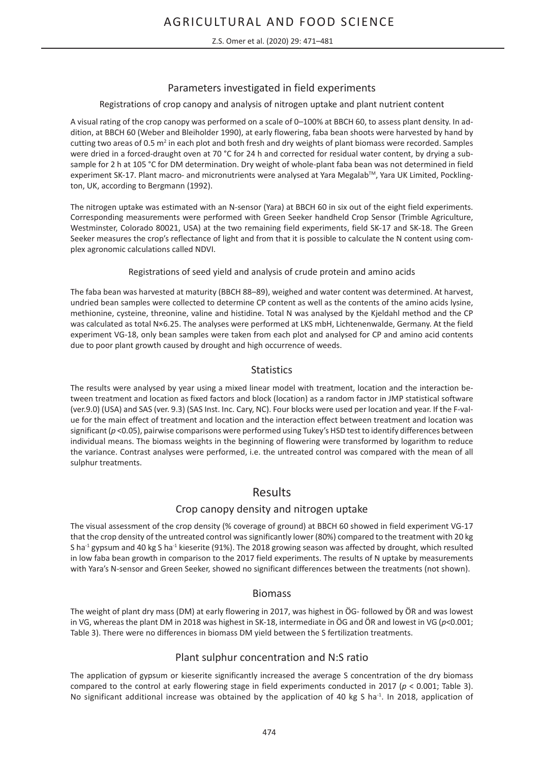## Parameters investigated in field experiments

### Registrations of crop canopy and analysis of nitrogen uptake and plant nutrient content

A visual rating of the crop canopy was performed on a scale of 0–100% at BBCH 60, to assess plant density. In addition, at BBCH 60 (Weber and Bleiholder 1990), at early flowering, faba bean shoots were harvested by hand by cutting two areas of 0.5 $m^2$ in each plot and both fresh and dry weights of plant biomass were recorded. Samples were dried in a forced-draught oven at 70 °C for 24 h and corrected for residual water content, by drying a subsample for 2 h at 105 °C for DM determination. Dry weight of whole-plant faba bean was not determined in field experiment SK-17. Plant macro- and micronutrients were analysed at Yara Megalab™, Yara UK Limited, Pocklington, UK, according to Bergmann (1992).

The nitrogen uptake was estimated with an N-sensor (Yara) at BBCH 60 in six out of the eight field experiments. Corresponding measurements were performed with Green Seeker handheld Crop Sensor (Trimble Agriculture, Westminster, Colorado 80021, USA) at the two remaining field experiments, field SK-17 and SK-18. The Green Seeker measures the crop's reflectance of light and from that it is possible to calculate the N content using complex agronomic calculations called NDVI.

### Registrations of seed yield and analysis of crude protein and amino acids

The faba bean was harvested at maturity (BBCH 88–89), weighed and water content was determined. At harvest, undried bean samples were collected to determine CP content as well as the contents of the amino acids lysine, methionine, cysteine, threonine, valine and histidine. Total N was analysed by the Kjeldahl method and the CP was calculated as total N×6.25. The analyses were performed at LKS mbH, Lichtenenwalde, Germany. At the field experiment VG-18, only bean samples were taken from each plot and analysed for CP and amino acid contents due to poor plant growth caused by drought and high occurrence of weeds.

## Statistics

The results were analysed by year using a mixed linear model with treatment, location and the interaction between treatment and location as fixed factors and block (location) as a random factor in JMP statistical software (ver.9.0) (USA) and SAS (ver. 9.3) (SAS Inst. Inc. Cary, NC). Four blocks were used per location and year. If the F-value for the main effect of treatment and location and the interaction effect between treatment and location was significant ($p$ <0.05), pairwise comparisons were performed using Tukey's HSD test to identify differences between individual means. The biomass weights in the beginning of flowering were transformed by logarithm to reduce the variance. Contrast analyses were performed, i.e. the untreated control was compared with the mean of all sulphur treatments.

# Results

## Crop canopy density and nitrogen uptake

The visual assessment of the crop density (% coverage of ground) at BBCH 60 showed in field experiment VG-17 that the crop density of the untreated control was significantly lower (80%) compared to the treatment with 20 kg S $ha^{-1}$ gypsum and 40 kg S $ha^{-1}$ kieserite (91%). The 2018 growing season was affected by drought, which resulted in low faba bean growth in comparison to the 2017 field experiments. The results of N uptake by measurements with Yara's N-sensor and Green Seeker, showed no significant differences between the treatments (not shown).

## Biomass

The weight of plant dry mass (DM) at early flowering in 2017, was highest in ÖG- followed by ÖR and was lowest in VG, whereas the plant DM in 2018 was highest in SK-18, intermediate in ÖG and ÖR and lowest in VG ($p$<0.001; Table 3). There were no differences in biomass DM yield between the S fertilization treatments.

## Plant sulphur concentration and N:S ratio

The application of gypsum or kieserite significantly increased the average S concentration of the dry biomass compared to the control at early flowering stage in field experiments conducted in 2017 ($p$ < 0.001; Table 3). No significant additional increase was obtained by the application of 40 kg S $ha^{-1}$. In 2018, application of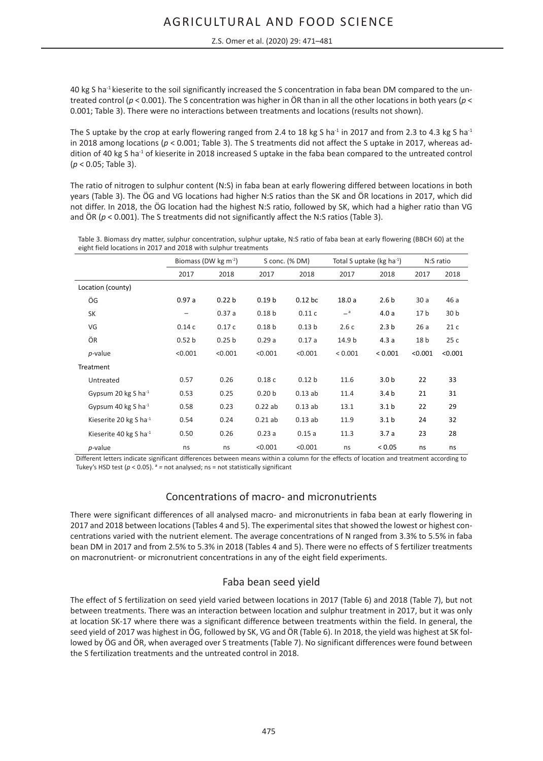40 kg S ha$^{-1}$ kieserite to the soil significantly increased the S concentration in faba bean DM compared to the untreated control ($p < 0.001$). The S concentration was higher in ÖR than in all the other locations in both years ($p < 0.001$; Table 3). There were no interactions between treatments and locations (results not shown).

The S uptake by the crop at early flowering ranged from 2.4 to 18 kg S ha$^{-1}$ in 2017 and from 2.3 to 4.3 kg S ha$^{-1}$ in 2018 among locations ($p < 0.001$; Table 3). The S treatments did not affect the S uptake in 2017, whereas addition of 40 kg S ha$^{-1}$ of kieserite in 2018 increased S uptake in the faba bean compared to the untreated control ($p < 0.05$; Table 3).

The ratio of nitrogen to sulphur content (N:S) in faba bean at early flowering differed between locations in both years (Table 3). The ÖG and VG locations had higher N:S ratios than the SK and ÖR locations in 2017, which did not differ. In 2018, the ÖG location had the highest N:S ratio, followed by SK, which had a higher ratio than VG and ÖR ($p < 0.001$). The S treatments did not significantly affect the N:S ratios (Table 3).

Table 3. Biomass dry matter, sulphur concentration, sulphur uptake, N:S ratio of faba bean at early flowering (BBCH 60) at the eight field locations in 2017 and 2018 with sulphur treatments

| | Biomass (DW kg m$^{-2}$) | | S conc. (% DM) | | Total S uptake (kg ha$^{-1}$) | | N:S ratio | |
|---|---|---|---|---|---|---|---|---|
| | 2017 | 2018 | 2017 | 2018 | 2017 | 2018 | 2017 | 2018 |
| Location (county) | | | | | | | | |
| ÖG | 0.97 a | 0.22 b | 0.19 b | 0.12 bc | 18.0 a | 2.6 b | 30 a | 46 a |
| SK | – | 0.37 a | 0.18 b | 0.11 c | –$^{a}$ | 4.0 a | 17 b | 30 b |
| VG | 0.14 c | 0.17 c | 0.18 b | 0.13 b | 2.6 c | 2.3 b | 26 a | 21 c |
| ÖR | 0.52 b | 0.25 b | 0.29 a | 0.17 a | 14.9 b | 4.3 a | 18 b | 25 c |
| *p*-value | <0.001 | <0.001 | <0.001 | <0.001 | < 0.001 | < 0.001 | <0.001 | <0.001 |
| Treatment | | | | | | | | |
| Untreated | 0.57 | 0.26 | 0.18 c | 0.12 b | 11.6 | 3.0 b | 22 | 33 |
| Gypsum 20 kg S ha$^{-1}$ | 0.53 | 0.25 | 0.20 b | 0.13 ab | 11.4 | 3.4 b | 21 | 31 |
| Gypsum 40 kg S ha$^{-1}$ | 0.58 | 0.23 | 0.22 ab | 0.13 ab | 13.1 | 3.1 b | 22 | 29 |
| Kieserite 20 kg S ha$^{-1}$ | 0.54 | 0.24 | 0.21 ab | 0.13 ab | 11.9 | 3.1 b | 24 | 32 |
| Kieserite 40 kg S ha$^{-1}$ | 0.50 | 0.26 | 0.23 a | 0.15 a | 11.3 | 3.7 a | 23 | 28 |
| *p*-value | ns | ns | <0.001 | <0.001 | ns | < 0.05 | ns | ns |

Different letters indicate significant differences between means within a column for the effects of location and treatment according to Tukey's HSD test ($p < 0.05$). $^{a}$ = not analysed; ns = not statistically significant

## Concentrations of macro- and micronutrients

There were significant differences of all analysed macro- and micronutrients in faba bean at early flowering in 2017 and 2018 between locations (Tables 4 and 5). The experimental sites that showed the lowest or highest concentrations varied with the nutrient element. The average concentrations of N ranged from 3.3% to 5.5% in faba bean DM in 2017 and from 2.5% to 5.3% in 2018 (Tables 4 and 5). There were no effects of S fertilizer treatments on macronutrient- or micronutrient concentrations in any of the eight field experiments.

## Faba bean seed yield

The effect of S fertilization on seed yield varied between locations in 2017 (Table 6) and 2018 (Table 7), but not between treatments. There was an interaction between location and sulphur treatment in 2017, but it was only at location SK-17 where there was a significant difference between treatments within the field. In general, the seed yield of 2017 was highest in ÖG, followed by SK, VG and ÖR (Table 6). In 2018, the yield was highest at SK followed by ÖG and ÖR, when averaged over S treatments (Table 7). No significant differences were found between the S fertilization treatments and the untreated control in 2018.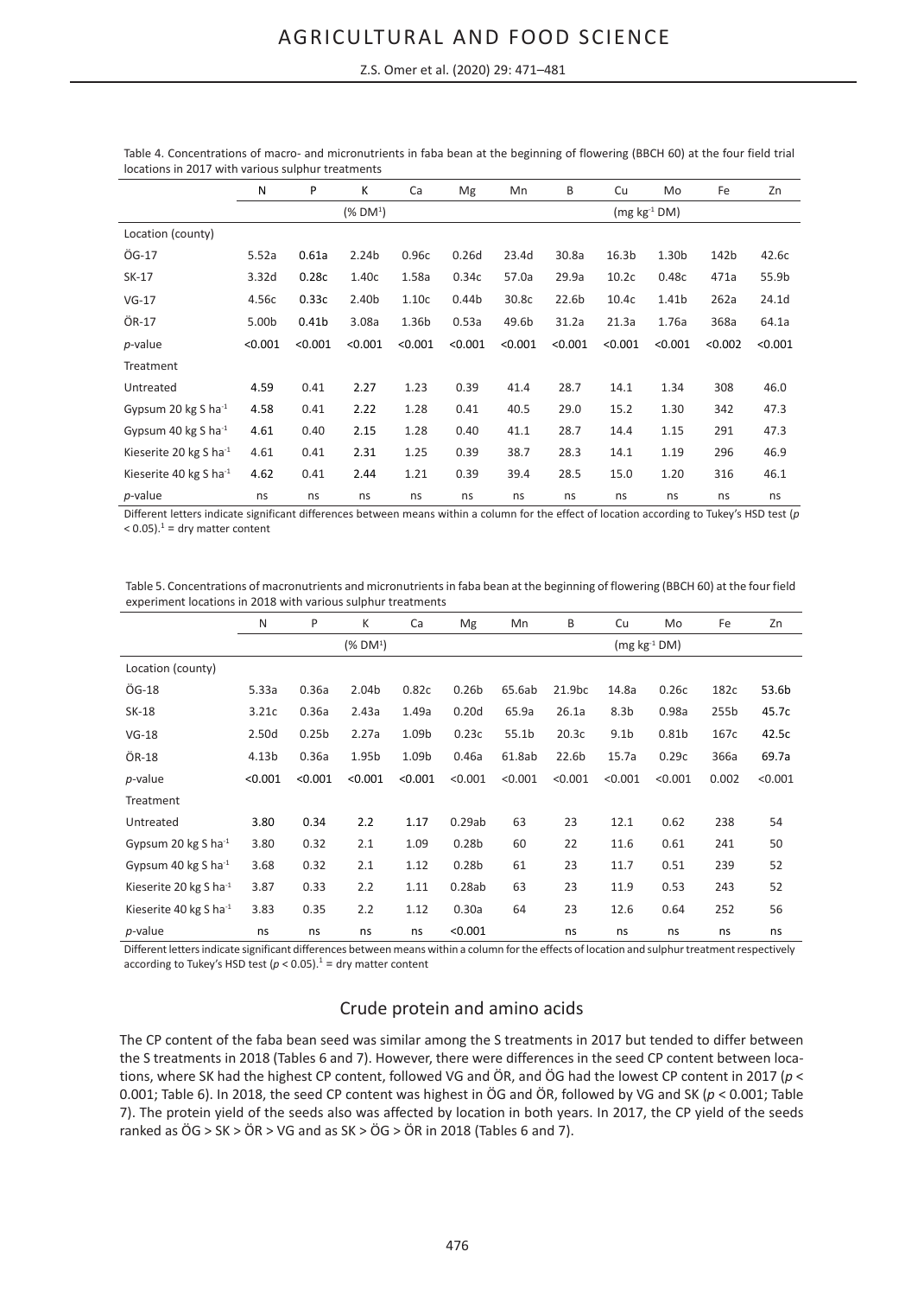Table 4. Concentrations of macro- and micronutrients in faba bean at the beginning of flowering (BBCH 60) at the four field trial locations in 2017 with various sulphur treatments

| | N | P | K | Ca | Mg | Mn | B | Cu | Mo | Fe | Zn |
|---|---|---|---|---|---|---|---|---|---|---|---|
| | | | (% DM[1]) | | | | | | (mg kg$^{-1}$ DM) | | |
| Location (county) | | | | | | | | | | | |
| ÖG-17 | 5.52a | 0.61a | 2.24b | 0.96c | 0.26d | 23.4d | 30.8a | 16.3b | 1.30b | 142b | 42.6c |
| SK-17 | 3.32d | 0.28c | 1.40c | 1.58a | 0.34c | 57.0a | 29.9a | 10.2c | 0.48c | 471a | 55.9b |
| VG-17 | 4.56c | 0.33c | 2.40b | 1.10c | 0.44b | 30.8c | 22.6b | 10.4c | 1.41b | 262a | 24.1d |
| ÖR-17 | 5.00b | 0.41b | 3.08a | 1.36b | 0.53a | 49.6b | 31.2a | 21.3a | 1.76a | 368a | 64.1a |
| *p*-value | <0.001 | <0.001 | <0.001 | <0.001 | <0.001 | <0.001 | <0.001 | <0.001 | <0.001 | <0.002 | <0.001 |
| Treatment | | | | | | | | | | | |
| Untreated | 4.59 | 0.41 | 2.27 | 1.23 | 0.39 | 41.4 | 28.7 | 14.1 | 1.34 | 308 | 46.0 |
| Gypsum 20 kg S ha$^{-1}$ | 4.58 | 0.41 | 2.22 | 1.28 | 0.41 | 40.5 | 29.0 | 15.2 | 1.30 | 342 | 47.3 |
| Gypsum 40 kg S ha$^{-1}$ | 4.61 | 0.40 | 2.15 | 1.28 | 0.40 | 41.1 | 28.7 | 14.4 | 1.15 | 291 | 47.3 |
| Kieserite 20 kg S ha$^{-1}$ | 4.61 | 0.41 | 2.31 | 1.25 | 0.39 | 38.7 | 28.3 | 14.1 | 1.19 | 296 | 46.9 |
| Kieserite 40 kg S ha$^{-1}$ | 4.62 | 0.41 | 2.44 | 1.21 | 0.39 | 39.4 | 28.5 | 15.0 | 1.20 | 316 | 46.1 |
| *p*-value | ns | ns | ns | ns | ns | ns | ns | ns | ns | ns | ns |

Different letters indicate significant differences between means within a column for the effect of location according to Tukey's HSD test ($p < 0.05$).[1] = dry matter content

Table 5. Concentrations of macronutrients and micronutrients in faba bean at the beginning of flowering (BBCH 60) at the four field experiment locations in 2018 with various sulphur treatments

| | N | P | K | Ca | Mg | Mn | B | Cu | Mo | Fe | Zn |
|---|---|---|---|---|---|---|---|---|---|---|---|
| | | | (% DM[1]) | | | | | | (mg kg$^{-1}$ DM) | | |
| Location (county) | | | | | | | | | | | |
| ÖG-18 | 5.33a | 0.36a | 2.04b | 0.82c | 0.26b | 65.6ab | 21.9bc | 14.8a | 0.26c | 182c | 53.6b |
| SK-18 | 3.21c | 0.36a | 2.43a | 1.49a | 0.20d | 65.9a | 26.1a | 8.3b | 0.98a | 255b | 45.7c |
| VG-18 | 2.50d | 0.25b | 2.27a | 1.09b | 0.23c | 55.1b | 20.3c | 9.1b | 0.81b | 167c | 42.5c |
| ÖR-18 | 4.13b | 0.36a | 1.95b | 1.09b | 0.46a | 61.8ab | 22.6b | 15.7a | 0.29c | 366a | 69.7a |
| *p*-value | <0.001 | <0.001 | <0.001 | <0.001 | <0.001 | <0.001 | <0.001 | <0.001 | <0.001 | 0.002 | <0.001 |
| Treatment | | | | | | | | | | | |
| Untreated | 3.80 | 0.34 | 2.2 | 1.17 | 0.29ab | 63 | 23 | 12.1 | 0.62 | 238 | 54 |
| Gypsum 20 kg S ha$^{-1}$ | 3.80 | 0.32 | 2.1 | 1.09 | 0.28b | 60 | 22 | 11.6 | 0.61 | 241 | 50 |
| Gypsum 40 kg S ha$^{-1}$ | 3.68 | 0.32 | 2.1 | 1.12 | 0.28b | 61 | 23 | 11.7 | 0.51 | 239 | 52 |
| Kieserite 20 kg S ha$^{-1}$ | 3.87 | 0.33 | 2.2 | 1.11 | 0.28ab | 63 | 23 | 11.9 | 0.53 | 243 | 52 |
| Kieserite 40 kg S ha$^{-1}$ | 3.83 | 0.35 | 2.2 | 1.12 | 0.30a | 64 | 23 | 12.6 | 0.64 | 252 | 56 |
| *p*-value | ns | ns | ns | ns | <0.001 | | ns | ns | ns | ns | ns |

Different letters indicate significant differences between means within a column for the effects of location and sulphur treatment respectively according to Tukey's HSD test ($p < 0.05$).[1] = dry matter content

## Crude protein and amino acids

The CP content of the faba bean seed was similar among the S treatments in 2017 but tended to differ between the S treatments in 2018 (Tables 6 and 7). However, there were differences in the seed CP content between locations, where SK had the highest CP content, followed VG and ÖR, and ÖG had the lowest CP content in 2017 ($p < 0.001$; Table 6). In 2018, the seed CP content was highest in ÖG and ÖR, followed by VG and SK ($p < 0.001$; Table 7). The protein yield of the seeds also was affected by location in both years. In 2017, the CP yield of the seeds ranked as ÖG > SK > ÖR > VG and as SK > ÖG > ÖR in 2018 (Tables 6 and 7).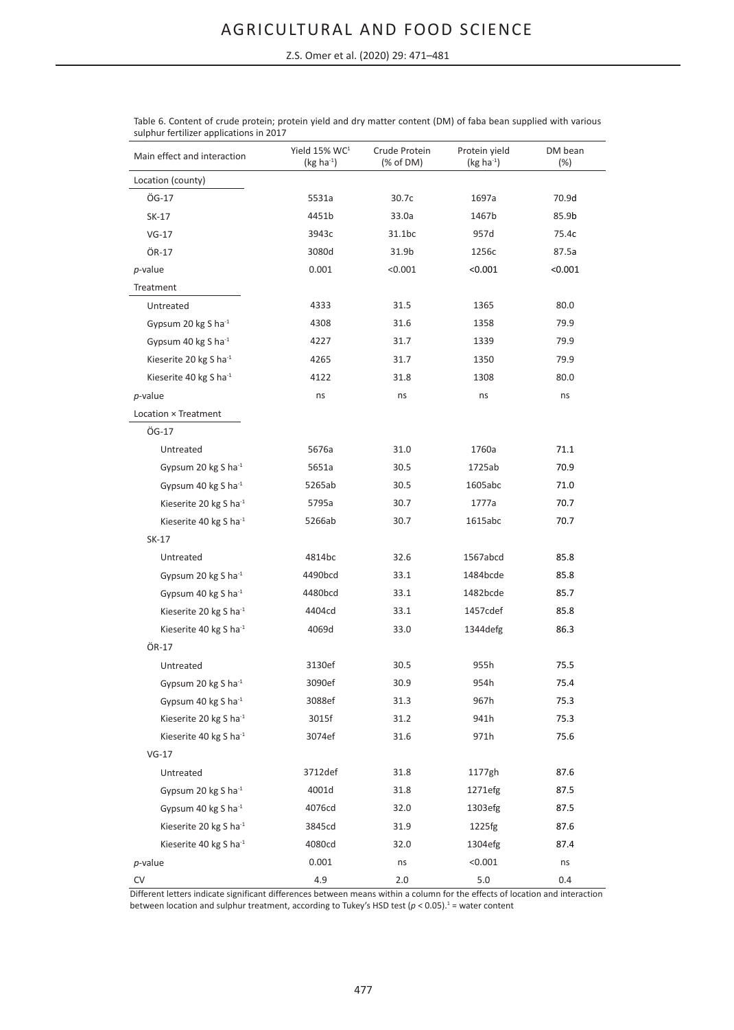Table 6. Content of crude protein; protein yield and dry matter content (DM) of faba bean supplied with various sulphur fertilizer applications in 2017

| Main effect and interaction | Yield 15% WC[1] (kg ha$^{-1}$) | Crude Protein (% of DM) | Protein yield (kg ha$^{-1}$) | DM bean (%) |
|---|---|---|---|---|
| Location (county) | | | | |
| ÖG-17 | 5531a | 30.7c | 1697a | 70.9d |
| SK-17 | 4451b | 33.0a | 1467b | 85.9b |
| VG-17 | 3943c | 31.1bc | 957d | 75.4c |
| ÖR-17 | 3080d | 31.9b | 1256c | 87.5a |
| *p*-value | 0.001 | <0.001 | <0.001 | <0.001 |
| Treatment | | | | |
| Untreated | 4333 | 31.5 | 1365 | 80.0 |
| Gypsum 20 kg S ha$^{-1}$ | 4308 | 31.6 | 1358 | 79.9 |
| Gypsum 40 kg S ha$^{-1}$ | 4227 | 31.7 | 1339 | 79.9 |
| Kieserite 20 kg S ha$^{-1}$ | 4265 | 31.7 | 1350 | 79.9 |
| Kieserite 40 kg S ha$^{-1}$ | 4122 | 31.8 | 1308 | 80.0 |
| *p*-value | ns | ns | ns | ns |
| Location × Treatment | | | | |
| ÖG-17 | | | | |
| Untreated | 5676a | 31.0 | 1760a | 71.1 |
| Gypsum 20 kg S ha$^{-1}$ | 5651a | 30.5 | 1725ab | 70.9 |
| Gypsum 40 kg S ha$^{-1}$ | 5265ab | 30.5 | 1605abc | 71.0 |
| Kieserite 20 kg S ha$^{-1}$ | 5795a | 30.7 | 1777a | 70.7 |
| Kieserite 40 kg S ha$^{-1}$ | 5266ab | 30.7 | 1615abc | 70.7 |
| SK-17 | | | | |
| Untreated | 4814bc | 32.6 | 1567abcd | 85.8 |
| Gypsum 20 kg S ha$^{-1}$ | 4490bcd | 33.1 | 1484bcde | 85.8 |
| Gypsum 40 kg S ha$^{-1}$ | 4480bcd | 33.1 | 1482bcde | 85.7 |
| Kieserite 20 kg S ha$^{-1}$ | 4404cd | 33.1 | 1457cdef | 85.8 |
| Kieserite 40 kg S ha$^{-1}$ | 4069d | 33.0 | 1344defg | 86.3 |
| ÖR-17 | | | | |
| Untreated | 3130ef | 30.5 | 955h | 75.5 |
| Gypsum 20 kg S ha$^{-1}$ | 3090ef | 30.9 | 954h | 75.4 |
| Gypsum 40 kg S ha$^{-1}$ | 3088ef | 31.3 | 967h | 75.3 |
| Kieserite 20 kg S ha$^{-1}$ | 3015f | 31.2 | 941h | 75.3 |
| Kieserite 40 kg S ha$^{-1}$ | 3074ef | 31.6 | 971h | 75.6 |
| VG-17 | | | | |
| Untreated | 3712def | 31.8 | 1177gh | 87.6 |
| Gypsum 20 kg S ha$^{-1}$ | 4001d | 31.8 | 1271efg | 87.5 |
| Gypsum 40 kg S ha$^{-1}$ | 4076cd | 32.0 | 1303efg | 87.5 |
| Kieserite 20 kg S ha$^{-1}$ | 3845cd | 31.9 | 1225fg | 87.6 |
| Kieserite 40 kg S ha$^{-1}$ | 4080cd | 32.0 | 1304efg | 87.4 |
| *p*-value | 0.001 | ns | <0.001 | ns |
| CV | 4.9 | 2.0 | 5.0 | 0.4 |

Different letters indicate significant differences between means within a column for the effects of location and interaction between location and sulphur treatment, according to Tukey's HSD test ($p < 0.05$).[1] = water content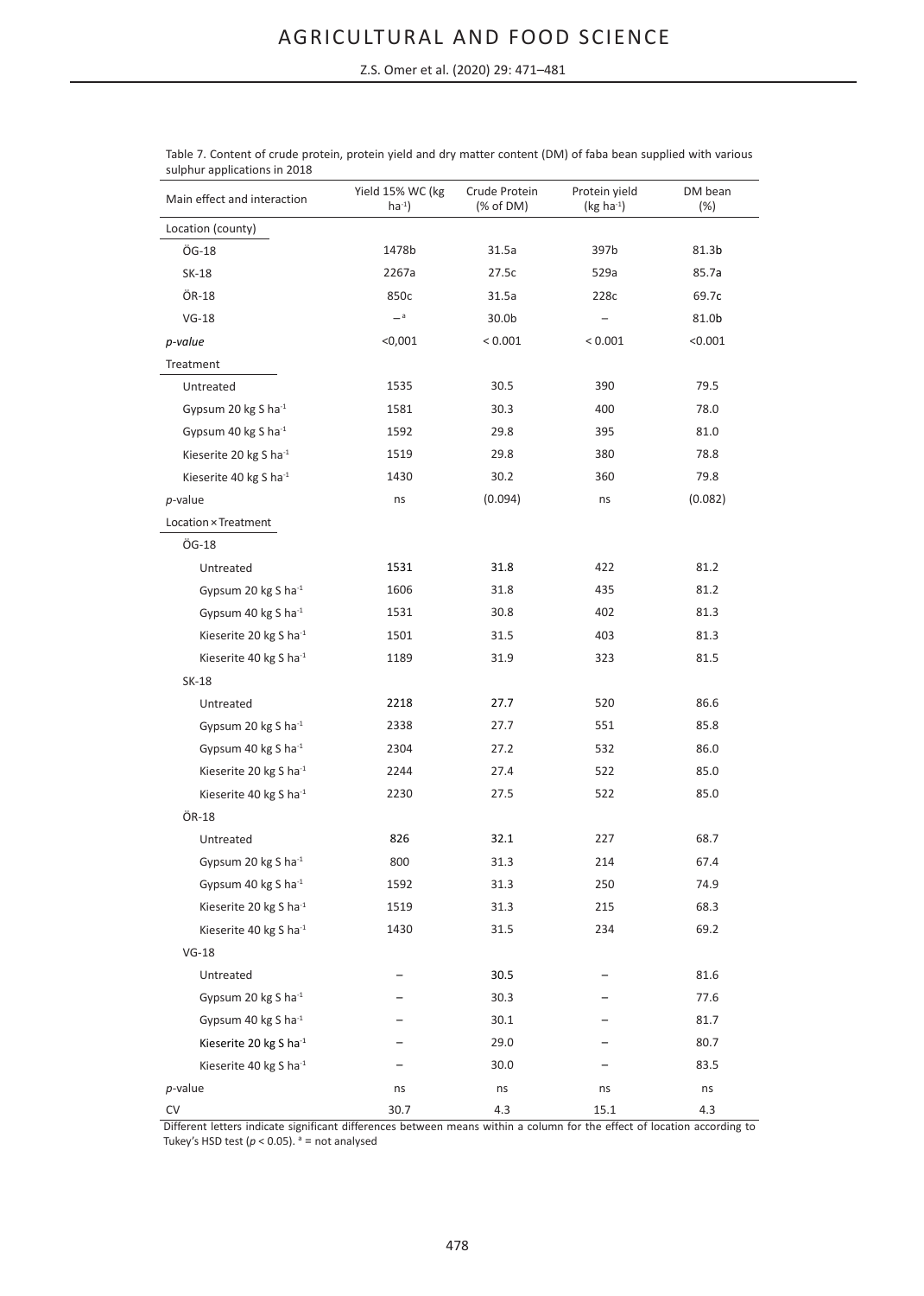Table 7. Content of crude protein, protein yield and dry matter content (DM) of faba bean supplied with various sulphur applications in 2018

| Main effect and interaction | Yield 15% WC (kg ha$^{-1}$) | Crude Protein (% of DM) | Protein yield (kg ha$^{-1}$) | DM bean (%) |
|---|---|---|---|---|
| Location (county) | | | | |
| ÖG-18 | 1478b | 31.5a | 397b | 81.3b |
| SK-18 | 2267a | 27.5c | 529a | 85.7a |
| ÖR-18 | 850c | 31.5a | 228c | 69.7c |
| VG-18 | –[a] | 30.0b | – | 81.0b |
| *p-value* | <0,001 | < 0.001 | < 0.001 | <0.001 |
| Treatment | | | | |
| Untreated | 1535 | 30.5 | 390 | 79.5 |
| Gypsum 20 kg S ha$^{-1}$ | 1581 | 30.3 | 400 | 78.0 |
| Gypsum 40 kg S ha$^{-1}$ | 1592 | 29.8 | 395 | 81.0 |
| Kieserite 20 kg S ha$^{-1}$ | 1519 | 29.8 | 380 | 78.8 |
| Kieserite 40 kg S ha$^{-1}$ | 1430 | 30.2 | 360 | 79.8 |
| *p*-value | ns | (0.094) | ns | (0.082) |
| Location × Treatment | | | | |
| ÖG-18 | | | | |
| Untreated | 1531 | 31.8 | 422 | 81.2 |
| Gypsum 20 kg S ha$^{-1}$ | 1606 | 31.8 | 435 | 81.2 |
| Gypsum 40 kg S ha$^{-1}$ | 1531 | 30.8 | 402 | 81.3 |
| Kieserite 20 kg S ha$^{-1}$ | 1501 | 31.5 | 403 | 81.3 |
| Kieserite 40 kg S ha$^{-1}$ | 1189 | 31.9 | 323 | 81.5 |
| SK-18 | | | | |
| Untreated | 2218 | 27.7 | 520 | 86.6 |
| Gypsum 20 kg S ha$^{-1}$ | 2338 | 27.7 | 551 | 85.8 |
| Gypsum 40 kg S ha$^{-1}$ | 2304 | 27.2 | 532 | 86.0 |
| Kieserite 20 kg S ha$^{-1}$ | 2244 | 27.4 | 522 | 85.0 |
| Kieserite 40 kg S ha$^{-1}$ | 2230 | 27.5 | 522 | 85.0 |
| ÖR-18 | | | | |
| Untreated | 826 | 32.1 | 227 | 68.7 |
| Gypsum 20 kg S ha$^{-1}$ | 800 | 31.3 | 214 | 67.4 |
| Gypsum 40 kg S ha$^{-1}$ | 1592 | 31.3 | 250 | 74.9 |
| Kieserite 20 kg S ha$^{-1}$ | 1519 | 31.3 | 215 | 68.3 |
| Kieserite 40 kg S ha$^{-1}$ | 1430 | 31.5 | 234 | 69.2 |
| VG-18 | | | | |
| Untreated | – | 30.5 | – | 81.6 |
| Gypsum 20 kg S ha$^{-1}$ | – | 30.3 | – | 77.6 |
| Gypsum 40 kg S ha$^{-1}$ | – | 30.1 | – | 81.7 |
| Kieserite 20 kg S ha$^{-1}$ | – | 29.0 | – | 80.7 |
| Kieserite 40 kg S ha$^{-1}$ | – | 30.0 | – | 83.5 |
| *p*-value | ns | ns | ns | ns |
| CV | 30.7 | 4.3 | 15.1 | 4.3 |

Different letters indicate significant differences between means within a column for the effect of location according to Tukey's HSD test ($p < 0.05$). [a] = not analysed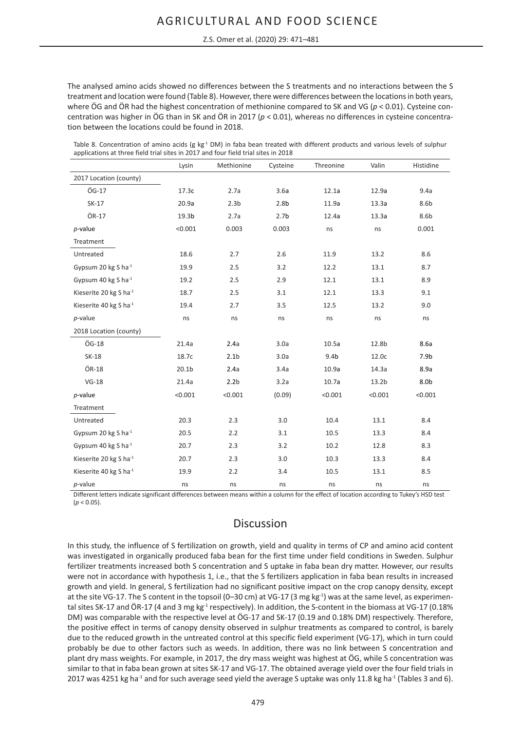The analysed amino acids showed no differences between the S treatments and no interactions between the S treatment and location were found (Table 8). However, there were differences between the locations in both years, where ÖG and ÖR had the highest concentration of methionine compared to SK and VG ($p < 0.01$). Cysteine concentration was higher in ÖG than in SK and ÖR in 2017 ($p < 0.01$), whereas no differences in cysteine concentration between the locations could be found in 2018.

Table 8. Concentration of amino acids (g $kg^{-1}$ DM) in faba bean treated with different products and various levels of sulphur applications at three field trial sites in 2017 and four field trial sites in 2018

| | Lysin | Methionine | Cysteine | Threonine | Valin | Histidine |
|---|---|---|---|---|---|---|
| 2017 Location (county) | | | | | | |
| ÖG-17 | 17.3c | 2.7a | 3.6a | 12.1a | 12.9a | 9.4a |
| SK-17 | 20.9a | 2.3b | 2.8b | 11.9a | 13.3a | 8.6b |
| ÖR-17 | 19.3b | 2.7a | 2.7b | 12.4a | 13.3a | 8.6b |
| *p*-value | <0.001 | 0.003 | 0.003 | ns | ns | 0.001 |
| Treatment | | | | | | |
| Untreated | 18.6 | 2.7 | 2.6 | 11.9 | 13.2 | 8.6 |
| Gypsum 20 kg S $ha^{-1}$ | 19.9 | 2.5 | 3.2 | 12.2 | 13.1 | 8.7 |
| Gypsum 40 kg S $ha^{-1}$ | 19.2 | 2.5 | 2.9 | 12.1 | 13.1 | 8.9 |
| Kieserite 20 kg S $ha^{-1}$ | 18.7 | 2.5 | 3.1 | 12.1 | 13.3 | 9.1 |
| Kieserite 40 kg S $ha^{-1}$ | 19.4 | 2.7 | 3.5 | 12.5 | 13.2 | 9.0 |
| *p*-value | ns | ns | ns | ns | ns | ns |
| 2018 Location (county) | | | | | | |
| ÖG-18 | 21.4a | 2.4a | 3.0a | 10.5a | 12.8b | 8.6a |
| SK-18 | 18.7c | 2.1b | 3.0a | 9.4b | 12.0c | 7.9b |
| ÖR-18 | 20.1b | 2.4a | 3.4a | 10.9a | 14.3a | 8.9a |
| VG-18 | 21.4a | 2.2b | 3.2a | 10.7a | 13.2b | 8.0b |
| *p*-value | <0.001 | <0.001 | (0.09) | <0.001 | <0.001 | <0.001 |
| Treatment | | | | | | |
| Untreated | 20.3 | 2.3 | 3.0 | 10.4 | 13.1 | 8.4 |
| Gypsum 20 kg S $ha^{-1}$ | 20.5 | 2.2 | 3.1 | 10.5 | 13.3 | 8.4 |
| Gypsum 40 kg S $ha^{-1}$ | 20.7 | 2.3 | 3.2 | 10.2 | 12.8 | 8.3 |
| Kieserite 20 kg S $ha^{-1}$ | 20.7 | 2.3 | 3.0 | 10.3 | 13.3 | 8.4 |
| Kieserite 40 kg S $ha^{-1}$ | 19.9 | 2.2 | 3.4 | 10.5 | 13.1 | 8.5 |
| *p*-value | ns | ns | ns | ns | ns | ns |

Different letters indicate significant differences between means within a column for the effect of location according to Tukey's HSD test ($p < 0.05$).

# Discussion

In this study, the influence of S fertilization on growth, yield and quality in terms of CP and amino acid content was investigated in organically produced faba bean for the first time under field conditions in Sweden. Sulphur fertilizer treatments increased both S concentration and S uptake in faba bean dry matter. However, our results were not in accordance with hypothesis 1, i.e., that the S fertilizers application in faba bean results in increased growth and yield. In general, S fertilization had no significant positive impact on the crop canopy density, except at the site VG-17. The S content in the topsoil (0–30 cm) at VG-17 (3 mg $kg^{-1}$) was at the same level, as experimental sites SK-17 and ÖR-17 (4 and 3 mg $kg^{-1}$ respectively). In addition, the S-content in the biomass at VG-17 (0.18% DM) was comparable with the respective level at ÖG-17 and SK-17 (0.19 and 0.18% DM) respectively. Therefore, the positive effect in terms of canopy density observed in sulphur treatments as compared to control, is barely due to the reduced growth in the untreated control at this specific field experiment (VG-17), which in turn could probably be due to other factors such as weeds. In addition, there was no link between S concentration and plant dry mass weights. For example, in 2017, the dry mass weight was highest at ÖG, while S concentration was similar to that in faba bean grown at sites SK-17 and VG-17. The obtained average yield over the four field trials in 2017 was 4251 kg $ha^{-1}$ and for such average seed yield the average S uptake was only 11.8 kg $ha^{-1}$ (Tables 3 and 6).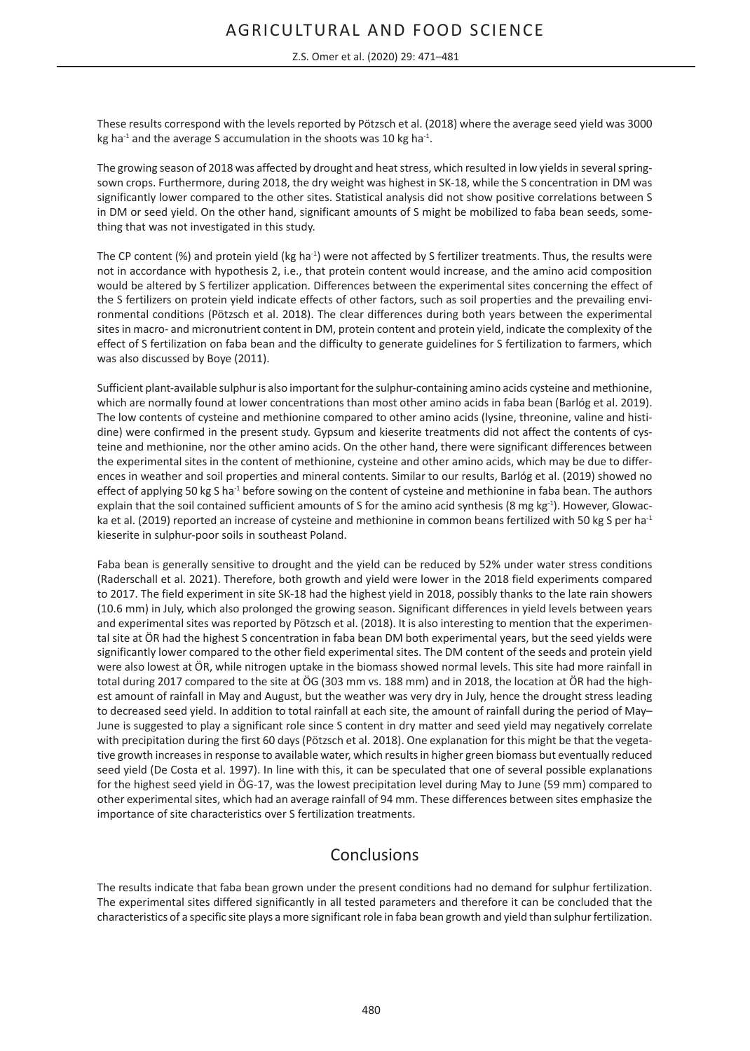These results correspond with the levels reported by Pötzsch et al. (2018) where the average seed yield was 3000 kg ha$^{-1}$ and the average S accumulation in the shoots was 10 kg ha$^{-1}$.

The growing season of 2018 was affected by drought and heat stress, which resulted in low yields in several spring-sown crops. Furthermore, during 2018, the dry weight was highest in SK-18, while the S concentration in DM was significantly lower compared to the other sites. Statistical analysis did not show positive correlations between S in DM or seed yield. On the other hand, significant amounts of S might be mobilized to faba bean seeds, something that was not investigated in this study.

The CP content (%) and protein yield (kg ha$^{-1}$) were not affected by S fertilizer treatments. Thus, the results were not in accordance with hypothesis 2, i.e., that protein content would increase, and the amino acid composition would be altered by S fertilizer application. Differences between the experimental sites concerning the effect of the S fertilizers on protein yield indicate effects of other factors, such as soil properties and the prevailing environmental conditions (Pötzsch et al. 2018). The clear differences during both years between the experimental sites in macro- and micronutrient content in DM, protein content and protein yield, indicate the complexity of the effect of S fertilization on faba bean and the difficulty to generate guidelines for S fertilization to farmers, which was also discussed by Boye (2011).

Sufficient plant-available sulphur is also important for the sulphur-containing amino acids cysteine and methionine, which are normally found at lower concentrations than most other amino acids in faba bean (Barłóg et al. 2019). The low contents of cysteine and methionine compared to other amino acids (lysine, threonine, valine and histidine) were confirmed in the present study. Gypsum and kieserite treatments did not affect the contents of cysteine and methionine, nor the other amino acids. On the other hand, there were significant differences between the experimental sites in the content of methionine, cysteine and other amino acids, which may be due to differences in weather and soil properties and mineral contents. Similar to our results, Barłóg et al. (2019) showed no effect of applying 50 kg S ha$^{-1}$ before sowing on the content of cysteine and methionine in faba bean. The authors explain that the soil contained sufficient amounts of S for the amino acid synthesis (8 mg kg$^{-1}$). However, Glowacka et al. (2019) reported an increase of cysteine and methionine in common beans fertilized with 50 kg S per ha$^{-1}$ kieserite in sulphur-poor soils in southeast Poland.

Faba bean is generally sensitive to drought and the yield can be reduced by 52% under water stress conditions (Raderschall et al. 2021). Therefore, both growth and yield were lower in the 2018 field experiments compared to 2017. The field experiment in site SK-18 had the highest yield in 2018, possibly thanks to the late rain showers (10.6 mm) in July, which also prolonged the growing season. Significant differences in yield levels between years and experimental sites was reported by Pötzsch et al. (2018). It is also interesting to mention that the experimental site at ÖR had the highest S concentration in faba bean DM both experimental years, but the seed yields were significantly lower compared to the other field experimental sites. The DM content of the seeds and protein yield were also lowest at ÖR, while nitrogen uptake in the biomass showed normal levels. This site had more rainfall in total during 2017 compared to the site at ÖG (303 mm vs. 188 mm) and in 2018, the location at ÖR had the highest amount of rainfall in May and August, but the weather was very dry in July, hence the drought stress leading to decreased seed yield. In addition to total rainfall at each site, the amount of rainfall during the period of May–June is suggested to play a significant role since S content in dry matter and seed yield may negatively correlate with precipitation during the first 60 days (Pötzsch et al. 2018). One explanation for this might be that the vegetative growth increases in response to available water, which results in higher green biomass but eventually reduced seed yield (De Costa et al. 1997). In line with this, it can be speculated that one of several possible explanations for the highest seed yield in ÖG-17, was the lowest precipitation level during May to June (59 mm) compared to other experimental sites, which had an average rainfall of 94 mm. These differences between sites emphasize the importance of site characteristics over S fertilization treatments.

## Conclusions

The results indicate that faba bean grown under the present conditions had no demand for sulphur fertilization. The experimental sites differed significantly in all tested parameters and therefore it can be concluded that the characteristics of a specific site plays a more significant role in faba bean growth and yield than sulphur fertilization.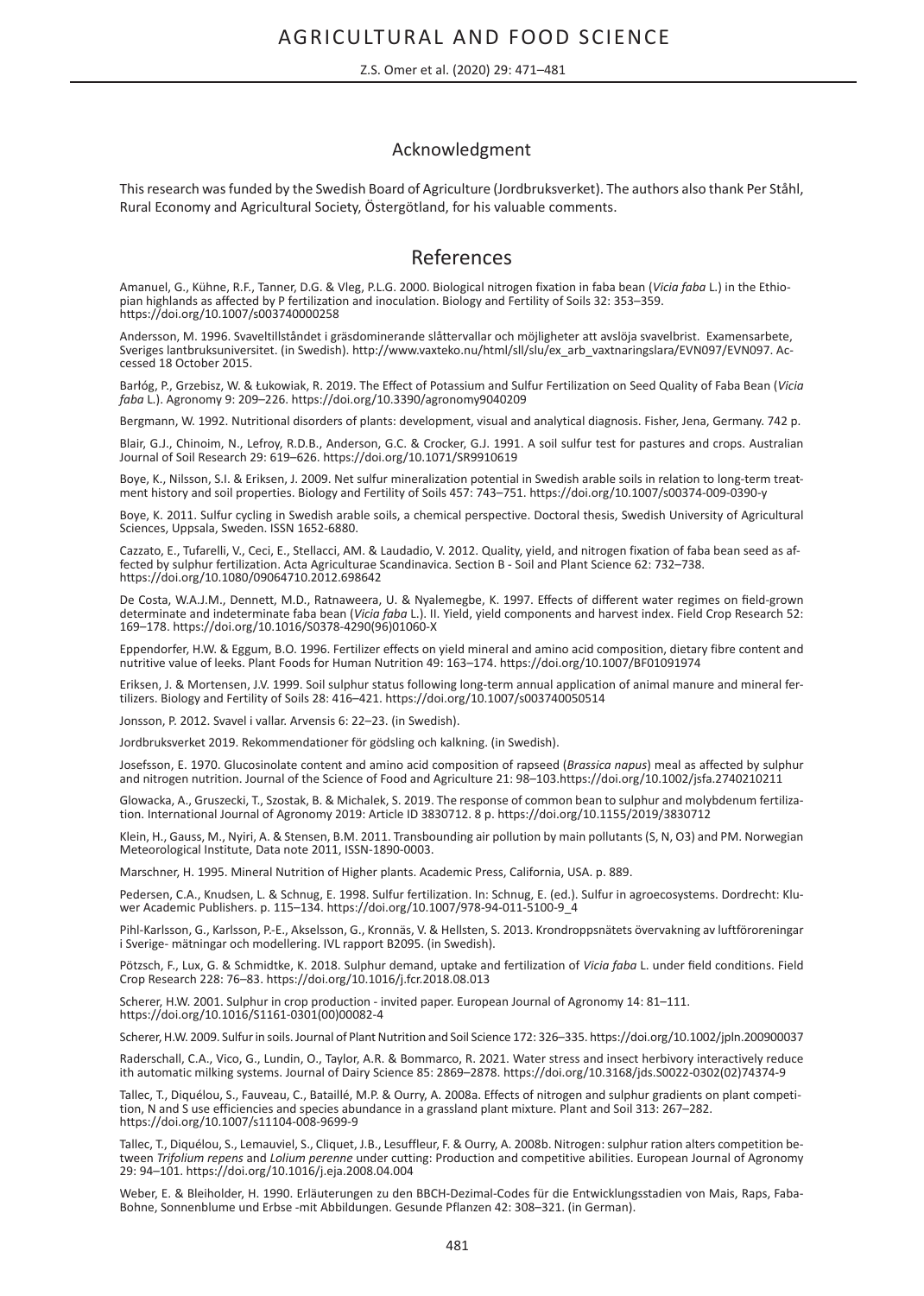## Acknowledgment

This research was funded by the Swedish Board of Agriculture (Jordbruksverket). The authors also thank Per Ståhl, Rural Economy and Agricultural Society, Östergötland, for his valuable comments.

## References

Amanuel, G., Kühne, R.F., Tanner, D.G. & Vleg, P.L.G. 2000. Biological nitrogen fixation in faba bean (*Vicia faba* L.) in the Ethiopian highlands as affected by P fertilization and inoculation. Biology and Fertility of Soils 32: 353–359. https://doi.org/10.1007/s003740000258

Andersson, M. 1996. Svaveltillståndet i gräsdominerande slåttervallar och möjligheter att avslöja svavelbrist. Examensarbete, Sveriges lantbruksuniversitet. (in Swedish). http://www.vaxteko.nu/html/sll/slu/ex_arb_vaxtnaringslara/EVN097/EVN097. Accessed 18 October 2015.

Barłóg, P., Grzebisz, W. & Łukowiak, R. 2019. The Effect of Potassium and Sulfur Fertilization on Seed Quality of Faba Bean (*Vicia faba* L.). Agronomy 9: 209–226. https://doi.org/10.3390/agronomy9040209

Bergmann, W. 1992. Nutritional disorders of plants: development, visual and analytical diagnosis. Fisher, Jena, Germany. 742 p.

Blair, G.J., Chinoim, N., Lefroy, R.D.B., Anderson, G.C. & Crocker, G.J. 1991. A soil sulfur test for pastures and crops. Australian Journal of Soil Research 29: 619–626. https://doi.org/10.1071/SR9910619

Boye, K., Nilsson, S.I. & Eriksen, J. 2009. Net sulfur mineralization potential in Swedish arable soils in relation to long-term treatment history and soil properties. Biology and Fertility of Soils 457: 743–751. https://doi.org/10.1007/s00374-009-0390-y

Boye, K. 2011. Sulfur cycling in Swedish arable soils, a chemical perspective. Doctoral thesis, Swedish University of Agricultural Sciences, Uppsala, Sweden. ISSN 1652-6880.

Cazzato, E., Tufarelli, V., Ceci, E., Stellacci, AM. & Laudadio, V. 2012. Quality, yield, and nitrogen fixation of faba bean seed as affected by sulphur fertilization. Acta Agriculturae Scandinavica. Section B - Soil and Plant Science 62: 732–738. https://doi.org/10.1080/09064710.2012.698642

De Costa, W.A.J.M., Dennett, M.D., Ratnaweera, U. & Nyalemegbe, K. 1997. Effects of different water regimes on field-grown determinate and indeterminate faba bean (*Vicia faba* L.). II. Yield, yield components and harvest index. Field Crop Research 52: 169–178. https://doi.org/10.1016/S0378-4290(96)01060-X

Eppendorfer, H.W. & Eggum, B.O. 1996. Fertilizer effects on yield mineral and amino acid composition, dietary fibre content and nutritive value of leeks. Plant Foods for Human Nutrition 49: 163–174. https://doi.org/10.1007/BF01091974

Eriksen, J. & Mortensen, J.V. 1999. Soil sulphur status following long-term annual application of animal manure and mineral fertilizers. Biology and Fertility of Soils 28: 416–421. https://doi.org/10.1007/s003740050514

Jonsson, P. 2012. Svavel i vallar. Arvensis 6: 22–23. (in Swedish).

Jordbruksverket 2019. Rekommendationer för gödsling och kalkning. (in Swedish).

Josefsson, E. 1970. Glucosinolate content and amino acid composition of rapseed (*Brassica napus*) meal as affected by sulphur and nitrogen nutrition. Journal of the Science of Food and Agriculture 21: 98–103.https://doi.org/10.1002/jsfa.2740210211

Glowacka, A., Gruszecki, T., Szostak, B. & Michalek, S. 2019. The response of common bean to sulphur and molybdenum fertilization. International Journal of Agronomy 2019: Article ID 3830712. 8 p. https://doi.org/10.1155/2019/3830712

Klein, H., Gauss, M., Nyiri, A. & Stensen, B.M. 2011. Transbounding air pollution by main pollutants (S, N, O3) and PM. Norwegian Meteorological Institute, Data note 2011, ISSN-1890-0003.

Marschner, H. 1995. Mineral Nutrition of Higher plants. Academic Press, California, USA. p. 889.

Pedersen, C.A., Knudsen, L. & Schnug, E. 1998. Sulfur fertilization. In: Schnug, E. (ed.). Sulfur in agroecosystems. Dordrecht: Kluwer Academic Publishers. p. 115–134. https://doi.org/10.1007/978-94-011-5100-9_4

Pihl-Karlsson, G., Karlsson, P.-E., Akselsson, G., Kronnäs, V. & Hellsten, S. 2013. Krondroppsnätets övervakning av luftföroreningar i Sverige- mätningar och modellering. IVL rapport B2095. (in Swedish).

Pötzsch, F., Lux, G. & Schmidtke, K. 2018. Sulphur demand, uptake and fertilization of *Vicia faba* L. under field conditions. Field Crop Research 228: 76–83. https://doi.org/10.1016/j.fcr.2018.08.013

Scherer, H.W. 2001. Sulphur in crop production - invited paper. European Journal of Agronomy 14: 81–111. https://doi.org/10.1016/S1161-0301(00)00082-4

Scherer, H.W. 2009. Sulfur in soils. Journal of Plant Nutrition and Soil Science 172: 326–335. https://doi.org/10.1002/jpln.200900037

Raderschall, C.A., Vico, G., Lundin, O., Taylor, A.R. & Bommarco, R. 2021. Water stress and insect herbivory interactively reduce ith automatic milking systems. Journal of Dairy Science 85: 2869–2878. https://doi.org/10.3168/jds.S0022-0302(02)74374-9

Tallec, T., Diquélou, S., Fauveau, C., Bataillé, M.P. & Ourry, A. 2008a. Effects of nitrogen and sulphur gradients on plant competition, N and S use efficiencies and species abundance in a grassland plant mixture. Plant and Soil 313: 267–282. https://doi.org/10.1007/s11104-008-9699-9

Tallec, T., Diquélou, S., Lemauviel, S., Cliquet, J.B., Lesuffleur, F. & Ourry, A. 2008b. Nitrogen: sulphur ration alters competition between *Trifolium repens* and *Lolium perenne* under cutting: Production and competitive abilities. European Journal of Agronomy 29: 94–101. https://doi.org/10.1016/j.eja.2008.04.004

Weber, E. & Bleiholder, H. 1990. Erläuterungen zu den BBCH-Dezimal-Codes für die Entwicklungsstadien von Mais, Raps, Faba-Bohne, Sonnenblume und Erbse -mit Abbildungen. Gesunde Pflanzen 42: 308–321. (in German).